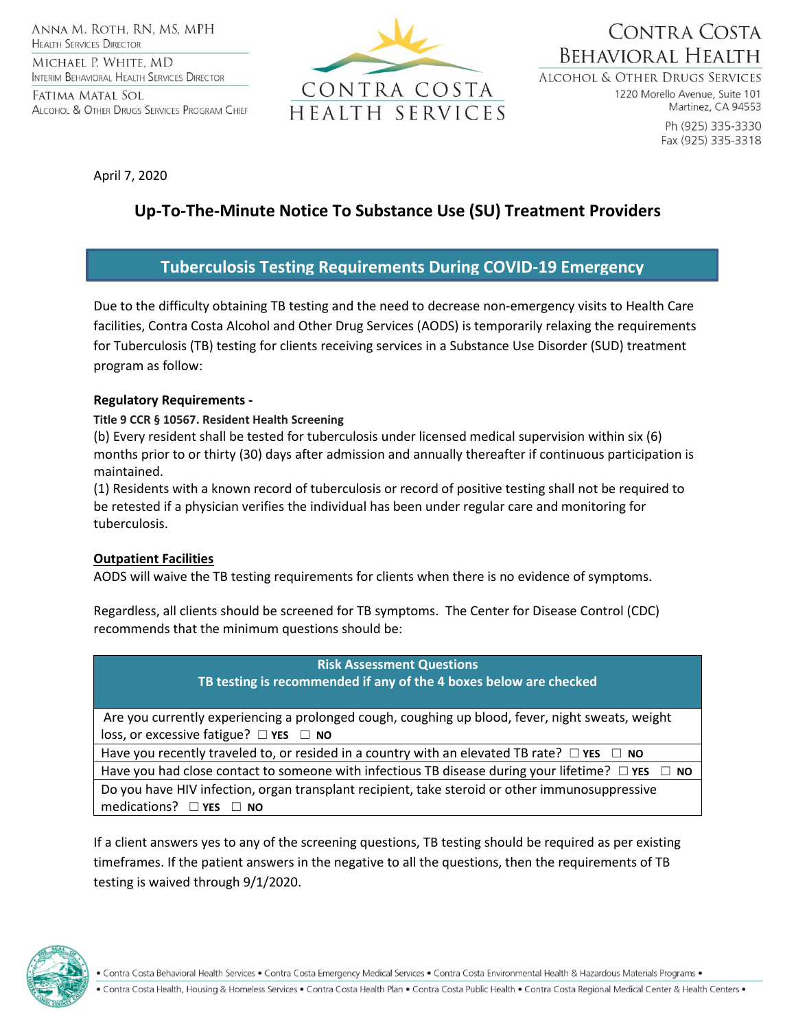Anna M. Roth, RN, MS, MPH
Health Services Director

Michael P. White, MD
Interim Behavioral Health Services Director

Fatima Matal Sol
Alcohol & Other Drugs Services Program Chief

CONTRA COSTA HEALTH SERVICES

Contra Costa Behavioral Health
Alcohol & Other Drugs Services
1220 Morello Avenue, Suite 101
Martinez, CA 94553
Ph (925) 335-3330
Fax (925) 335-3318

April 7, 2020

## Up-To-The-Minute Notice To Substance Use (SU) Treatment Providers

## Tuberculosis Testing Requirements During COVID-19 Emergency

Due to the difficulty obtaining TB testing and the need to decrease non-emergency visits to Health Care facilities, Contra Costa Alcohol and Other Drug Services (AODS) is temporarily relaxing the requirements for Tuberculosis (TB) testing for clients receiving services in a Substance Use Disorder (SUD) treatment program as follow:

**Regulatory Requirements -**

**Title 9 CCR § 10567. Resident Health Screening**

(b) Every resident shall be tested for tuberculosis under licensed medical supervision within six (6) months prior to or thirty (30) days after admission and annually thereafter if continuous participation is maintained.

(1) Residents with a known record of tuberculosis or record of positive testing shall not be required to be retested if a physician verifies the individual has been under regular care and monitoring for tuberculosis.

**Outpatient Facilities**

AODS will waive the TB testing requirements for clients when there is no evidence of symptoms.

Regardless, all clients should be screened for TB symptoms. The Center for Disease Control (CDC) recommends that the minimum questions should be:

| Risk Assessment Questions<br>TB testing is recommended if any of the 4 boxes below are checked |
|---|
| Are you currently experiencing a prolonged cough, coughing up blood, fever, night sweats, weight loss, or excessive fatigue? ☐ **YES** ☐ **NO** |
| Have you recently traveled to, or resided in a country with an elevated TB rate? ☐ **YES** ☐ **NO** |
| Have you had close contact to someone with infectious TB disease during your lifetime? ☐ **YES** ☐ **NO** |
| Do you have HIV infection, organ transplant recipient, take steroid or other immunosuppressive medications? ☐ **YES** ☐ **NO** |

If a client answers yes to any of the screening questions, TB testing should be required as per existing timeframes. If the patient answers in the negative to all the questions, then the requirements of TB testing is waived through 9/1/2020.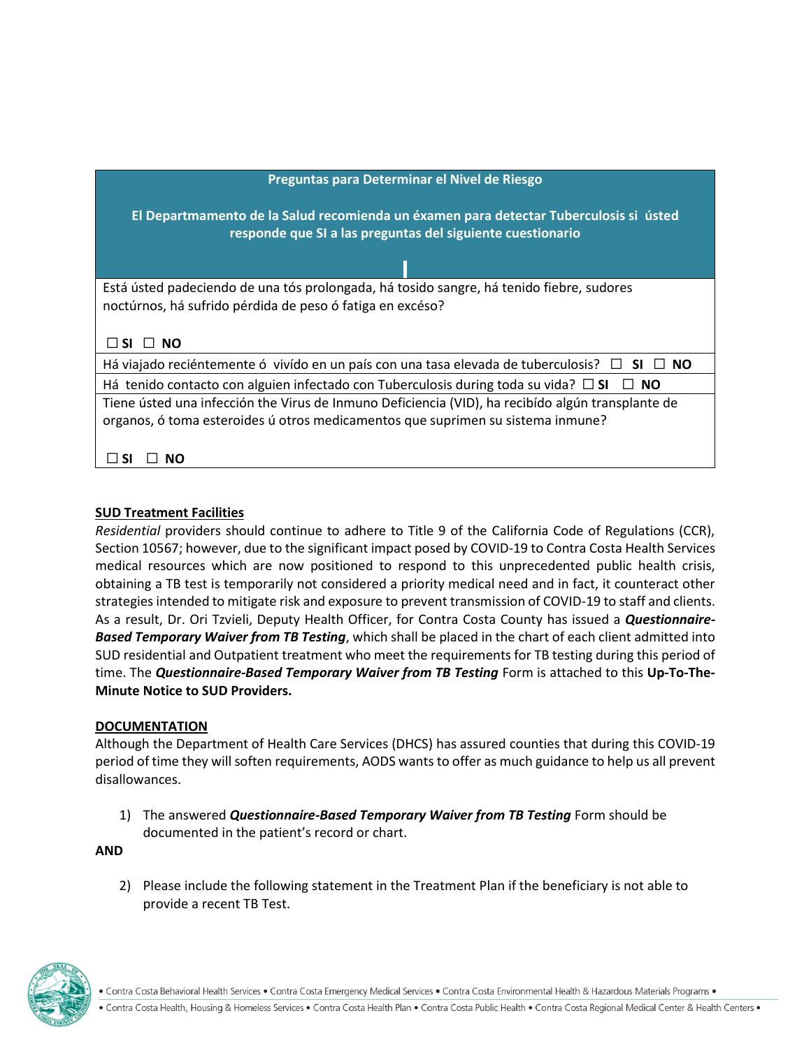| Preguntas para Determinar el Nivel de Riesgo<br><br>El Departmamento de la Salud recomienda un éxamen para detectar Tuberculosis si ústed responde que SI a las preguntas del siguiente cuestionario |
|---|
| Está ústed padeciendo de una tós prolongada, há tosido sangre, há tenido fiebre, sudores noctúrnos, há sufrido pérdida de peso ó fatiga en excéso?<br><br>☐ **SI** ☐ **NO** |
| Há viajado reciéntemente ó vivído en un país con una tasa elevada de tuberculosis? ☐ **SI** ☐ **NO** |
| Há tenido contacto con alguien infectado con Tuberculosis during toda su vida? ☐ **SI** ☐ **NO** |
| Tiene ústed una infección the Virus de Inmuno Deficiencia (VID), ha recibído algún transplante de organos, ó toma esteroides ú otros medicamentos que suprimen su sistema inmune?<br><br>☐ **SI** ☐ **NO** |

**SUD Treatment Facilities**

*Residential* providers should continue to adhere to Title 9 of the California Code of Regulations (CCR), Section 10567; however, due to the significant impact posed by COVID-19 to Contra Costa Health Services medical resources which are now positioned to respond to this unprecedented public health crisis, obtaining a TB test is temporarily not considered a priority medical need and in fact, it counteract other strategies intended to mitigate risk and exposure to prevent transmission of COVID-19 to staff and clients. As a result, Dr. Ori Tzvieli, Deputy Health Officer, for Contra Costa County has issued a ***Questionnaire-Based Temporary Waiver from TB Testing***, which shall be placed in the chart of each client admitted into SUD residential and Outpatient treatment who meet the requirements for TB testing during this period of time. The ***Questionnaire-Based Temporary Waiver from TB Testing*** Form is attached to this **Up-To-The-Minute Notice to SUD Providers.**

**DOCUMENTATION**

Although the Department of Health Care Services (DHCS) has assured counties that during this COVID-19 period of time they will soften requirements, AODS wants to offer as much guidance to help us all prevent disallowances.

1) The answered ***Questionnaire-Based Temporary Waiver from TB Testing*** Form should be documented in the patient's record or chart.

**AND**

2) Please include the following statement in the Treatment Plan if the beneficiary is not able to provide a recent TB Test.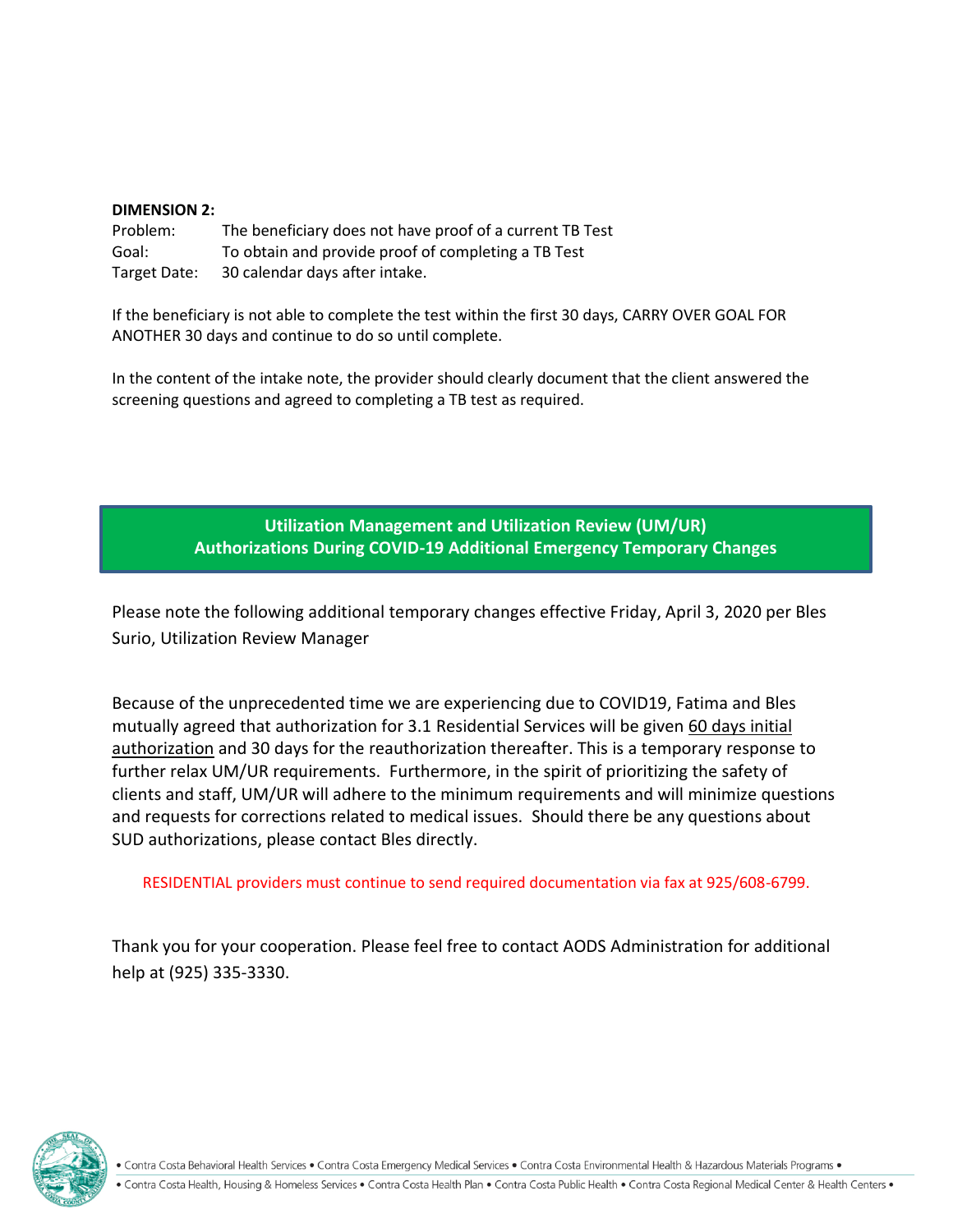**DIMENSION 2:**

Problem: The beneficiary does not have proof of a current TB Test

Goal: To obtain and provide proof of completing a TB Test

Target Date: 30 calendar days after intake.

If the beneficiary is not able to complete the test within the first 30 days, CARRY OVER GOAL FOR ANOTHER 30 days and continue to do so until complete.

In the content of the intake note, the provider should clearly document that the client answered the screening questions and agreed to completing a TB test as required.

## Utilization Management and Utilization Review (UM/UR) Authorizations During COVID-19 Additional Emergency Temporary Changes

Please note the following additional temporary changes effective Friday, April 3, 2020 per Bles Surio, Utilization Review Manager

Because of the unprecedented time we are experiencing due to COVID19, Fatima and Bles mutually agreed that authorization for 3.1 Residential Services will be given 60 days initial authorization and 30 days for the reauthorization thereafter. This is a temporary response to further relax UM/UR requirements. Furthermore, in the spirit of prioritizing the safety of clients and staff, UM/UR will adhere to the minimum requirements and will minimize questions and requests for corrections related to medical issues. Should there be any questions about SUD authorizations, please contact Bles directly.

RESIDENTIAL providers must continue to send required documentation via fax at 925/608-6799.

Thank you for your cooperation. Please feel free to contact AODS Administration for additional help at (925) 335-3330.